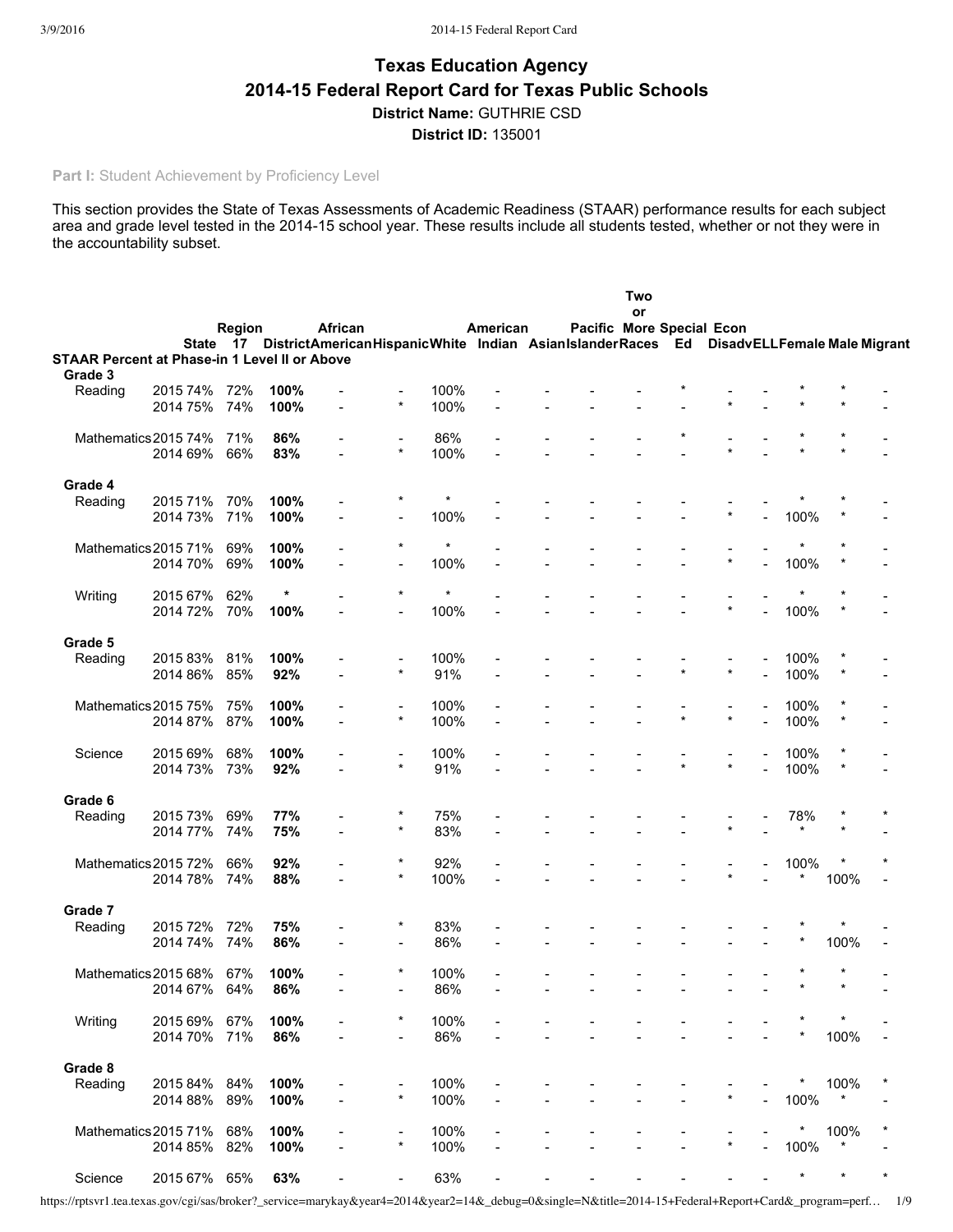# Texas Education Agency

## 2014-15 Federal Report Card for Texas Public Schools

**District Name:** GUTHRIE CSD

**District ID:** 135001

**Part I:** Student Achievement by Proficiency Level

This section provides the State of Texas Assessments of Academic Readiness (STAAR) performance results for each subject area and grade level tested in the 2014-15 school year. These results include all students tested, whether or not they were in the accountability subset.

| | | State | Region 17 | District | African American | Hispanic | White | American Indian | Asian | Pacific Islander | Two or More Races | Special Ed | Econ Disadv | ELL | Female | Male | Migrant |
|---|---|---|---|---|---|---|---|---|---|---|---|---|---|---|---|---|---|
| **STAAR Percent at Phase-in 1 Level II or Above** | | | | | | | | | | | | | | | | | |
| **Grade 3** | | | | | | | | | | | | | | | | | |
| Reading | 2015 | 74% | 72% | **100%** | - | - | 100% | - | - | - | - | * | - | - | * | * | - |
| | 2014 | 75% | 74% | **100%** | - | * | 100% | - | - | - | - | - | * | - | * | * | - |
| Mathematics | 2015 | 74% | 71% | **86%** | - | - | 86% | - | - | - | - | * | - | - | * | * | - |
| | 2014 | 69% | 66% | **83%** | - | * | 100% | - | - | - | - | - | * | - | * | * | - |
| **Grade 4** | | | | | | | | | | | | | | | | | |
| Reading | 2015 | 71% | 70% | **100%** | - | * | * | - | - | - | - | - | - | - | * | * | - |
| | 2014 | 73% | 71% | **100%** | - | - | 100% | - | - | - | - | - | * | - | 100% | * | - |
| Mathematics | 2015 | 71% | 69% | **100%** | - | * | * | - | - | - | - | - | - | - | * | * | - |
| | 2014 | 70% | 69% | **100%** | - | - | 100% | - | - | - | - | - | * | - | 100% | * | - |
| Writing | 2015 | 67% | 62% | * | - | * | * | - | - | - | - | - | - | - | * | * | - |
| | 2014 | 72% | 70% | **100%** | - | - | 100% | - | - | - | - | - | * | - | 100% | * | - |
| **Grade 5** | | | | | | | | | | | | | | | | | |
| Reading | 2015 | 83% | 81% | **100%** | - | - | 100% | - | - | - | - | - | - | - | 100% | * | - |
| | 2014 | 86% | 85% | **92%** | - | * | 91% | - | - | - | - | * | * | - | 100% | * | - |
| Mathematics | 2015 | 75% | 75% | **100%** | - | - | 100% | - | - | - | - | - | - | - | 100% | * | - |
| | 2014 | 87% | 87% | **100%** | - | * | 100% | - | - | - | - | * | * | - | 100% | * | - |
| Science | 2015 | 69% | 68% | **100%** | - | - | 100% | - | - | - | - | - | - | - | 100% | * | - |
| | 2014 | 73% | 73% | **92%** | - | * | 91% | - | - | - | - | * | * | - | 100% | * | - |
| **Grade 6** | | | | | | | | | | | | | | | | | |
| Reading | 2015 | 73% | 69% | **77%** | - | * | 75% | - | - | - | - | - | - | - | 78% | * | * |
| | 2014 | 77% | 74% | **75%** | - | * | 83% | - | - | - | - | - | * | - | * | * | - |
| Mathematics | 2015 | 72% | 66% | **92%** | - | * | 92% | - | - | - | - | - | - | - | 100% | * | * |
| | 2014 | 78% | 74% | **88%** | - | * | 100% | - | - | - | - | - | * | - | * | 100% | - |
| **Grade 7** | | | | | | | | | | | | | | | | | |
| Reading | 2015 | 72% | 72% | **75%** | - | * | 83% | - | - | - | - | - | - | - | * | * | - |
| | 2014 | 74% | 74% | **86%** | - | - | 86% | - | - | - | - | - | - | - | * | 100% | - |
| Mathematics | 2015 | 68% | 67% | **100%** | - | * | 100% | - | - | - | - | - | - | - | * | * | - |
| | 2014 | 67% | 64% | **86%** | - | - | 86% | - | - | - | - | - | - | - | * | * | - |
| Writing | 2015 | 69% | 67% | **100%** | - | * | 100% | - | - | - | - | - | - | - | * | * | - |
| | 2014 | 70% | 71% | **86%** | - | - | 86% | - | - | - | - | - | - | - | * | 100% | - |
| **Grade 8** | | | | | | | | | | | | | | | | | |
| Reading | 2015 | 84% | 84% | **100%** | - | - | 100% | - | - | - | - | - | - | - | * | 100% | * |
| | 2014 | 88% | 89% | **100%** | - | * | 100% | - | - | - | - | - | * | - | 100% | * | - |
| Mathematics | 2015 | 71% | 68% | **100%** | - | - | 100% | - | - | - | - | - | - | - | * | 100% | * |
| | 2014 | 85% | 82% | **100%** | - | * | 100% | - | - | - | - | - | * | - | 100% | * | - |
| Science | 2015 | 67% | 65% | **63%** | - | - | 63% | - | - | - | - | - | - | - | * | * | * |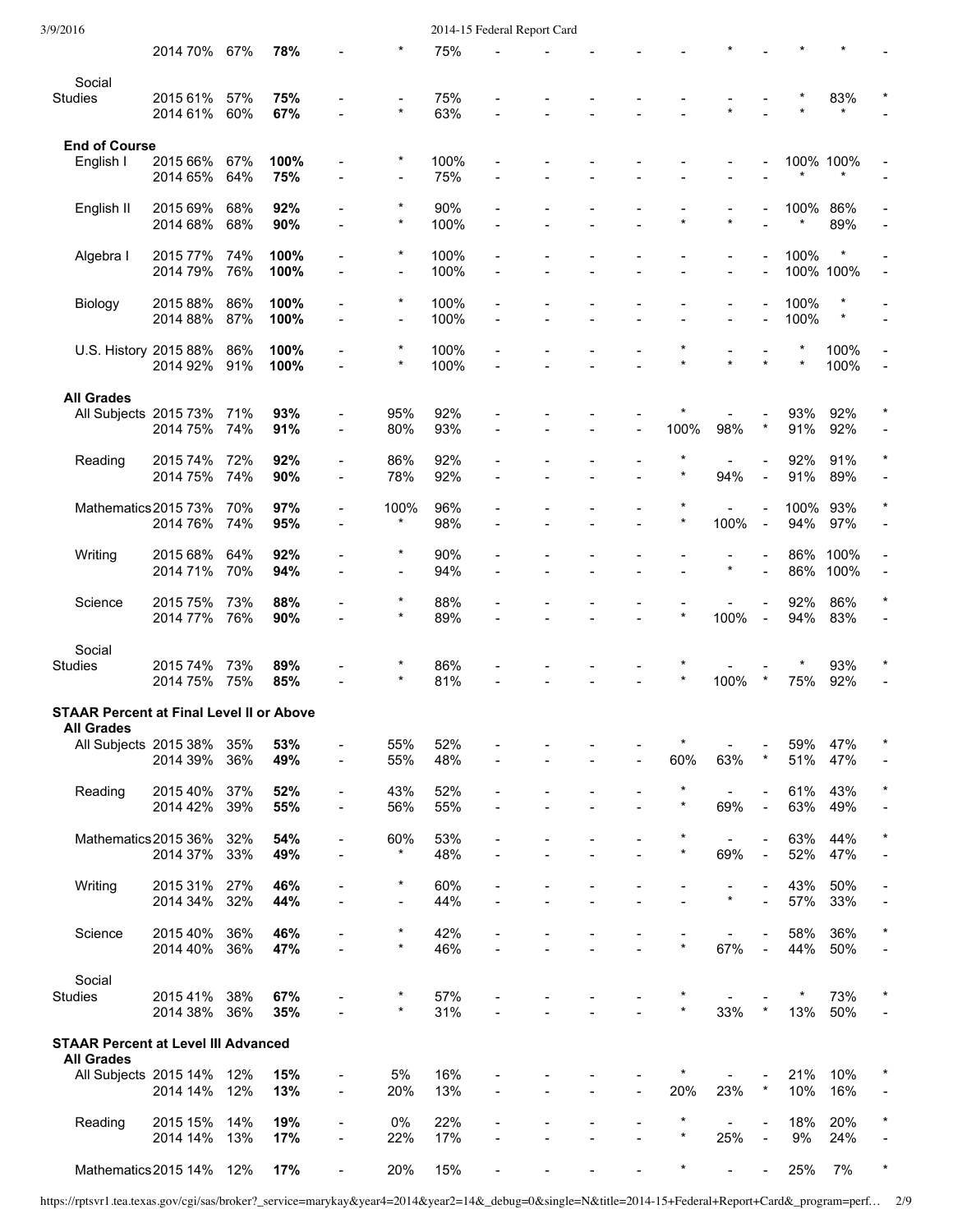| | | | | | | | | | | | | | | | | | | |
|---|---|---|---|---|---|---|---|---|---|---|---|---|---|---|---|---|---|---|
| | 2014 | 70% | 67% | **78%** | - | * | 75% | - | - | - | - | - | - | * | - | * | * | - |
| Social Studies | 2015 | 61% | 57% | **75%** | - | - | 75% | - | - | - | - | - | - | - | - | * | 83% | * |
| | 2014 | 61% | 60% | **67%** | - | * | 63% | - | - | - | - | - | - | * | - | * | * | - |
| **End of Course** | | | | | | | | | | | | | | | | | | |
| English I | 2015 | 66% | 67% | **100%** | - | * | 100% | - | - | - | - | - | - | - | - | 100% | 100% | - |
| | 2014 | 65% | 64% | **75%** | - | - | 75% | - | - | - | - | - | - | - | - | * | * | - |
| English II | 2015 | 69% | 68% | **92%** | - | * | 90% | - | - | - | - | - | - | - | - | 100% | 86% | - |
| | 2014 | 68% | 68% | **90%** | - | * | 100% | - | - | - | - | - | * | * | - | * | 89% | - |
| Algebra I | 2015 | 77% | 74% | **100%** | - | * | 100% | - | - | - | - | - | - | - | - | 100% | * | - |
| | 2014 | 79% | 76% | **100%** | - | - | 100% | - | - | - | - | - | - | - | - | 100% | 100% | - |
| Biology | 2015 | 88% | 86% | **100%** | - | * | 100% | - | - | - | - | - | - | - | - | 100% | * | - |
| | 2014 | 88% | 87% | **100%** | - | - | 100% | - | - | - | - | - | - | - | - | 100% | * | - |
| U.S. History | 2015 | 88% | 86% | **100%** | - | * | 100% | - | - | - | - | - | * | - | - | * | 100% | - |
| | 2014 | 92% | 91% | **100%** | - | * | 100% | - | - | - | - | - | * | * | * | * | 100% | - |
| **All Grades** | | | | | | | | | | | | | | | | | | |
| All Subjects | 2015 | 73% | 71% | **93%** | - | 95% | 92% | - | - | - | - | - | * | - | - | 93% | 92% | * |
| | 2014 | 75% | 74% | **91%** | - | 80% | 93% | - | - | - | - | - | 100% | 98% | * | 91% | 92% | - |
| Reading | 2015 | 74% | 72% | **92%** | - | 86% | 92% | - | - | - | - | - | * | - | - | 92% | 91% | * |
| | 2014 | 75% | 74% | **90%** | - | 78% | 92% | - | - | - | - | - | * | 94% | - | 91% | 89% | - |
| Mathematics | 2015 | 73% | 70% | **97%** | - | 100% | 96% | - | - | - | - | - | * | - | - | 100% | 93% | * |
| | 2014 | 76% | 74% | **95%** | - | * | 98% | - | - | - | - | - | * | 100% | - | 94% | 97% | - |
| Writing | 2015 | 68% | 64% | **92%** | - | * | 90% | - | - | - | - | - | - | - | - | 86% | 100% | - |
| | 2014 | 71% | 70% | **94%** | - | - | 94% | - | - | - | - | - | - | * | - | 86% | 100% | - |
| Science | 2015 | 75% | 73% | **88%** | - | * | 88% | - | - | - | - | - | - | - | - | 92% | 86% | * |
| | 2014 | 77% | 76% | **90%** | - | * | 89% | - | - | - | - | - | * | 100% | - | 94% | 83% | - |
| Social Studies | 2015 | 74% | 73% | **89%** | - | * | 86% | - | - | - | - | - | * | - | - | * | 93% | * |
| | 2014 | 75% | 75% | **85%** | - | * | 81% | - | - | - | - | - | * | 100% | * | 75% | 92% | - |
| **STAAR Percent at Final Level II or Above** | | | | | | | | | | | | | | | | | | |
| **All Grades** | | | | | | | | | | | | | | | | | | |
| All Subjects | 2015 | 38% | 35% | **53%** | - | 55% | 52% | - | - | - | - | - | * | - | - | 59% | 47% | * |
| | 2014 | 39% | 36% | **49%** | - | 55% | 48% | - | - | - | - | - | 60% | 63% | * | 51% | 47% | - |
| Reading | 2015 | 40% | 37% | **52%** | - | 43% | 52% | - | - | - | - | - | * | - | - | 61% | 43% | * |
| | 2014 | 42% | 39% | **55%** | - | 56% | 55% | - | - | - | - | - | * | 69% | - | 63% | 49% | - |
| Mathematics | 2015 | 36% | 32% | **54%** | - | 60% | 53% | - | - | - | - | - | * | - | - | 63% | 44% | * |
| | 2014 | 37% | 33% | **49%** | - | * | 48% | - | - | - | - | - | * | 69% | - | 52% | 47% | - |
| Writing | 2015 | 31% | 27% | **46%** | - | * | 60% | - | - | - | - | - | - | - | - | 43% | 50% | - |
| | 2014 | 34% | 32% | **44%** | - | - | 44% | - | - | - | - | - | - | * | - | 57% | 33% | - |
| Science | 2015 | 40% | 36% | **46%** | - | * | 42% | - | - | - | - | - | - | - | - | 58% | 36% | * |
| | 2014 | 40% | 36% | **47%** | - | * | 46% | - | - | - | - | - | * | 67% | - | 44% | 50% | - |
| Social Studies | 2015 | 41% | 38% | **67%** | - | * | 57% | - | - | - | - | - | * | - | - | * | 73% | * |
| | 2014 | 38% | 36% | **35%** | - | * | 31% | - | - | - | - | - | * | 33% | * | 13% | 50% | - |
| **STAAR Percent at Level III Advanced** | | | | | | | | | | | | | | | | | | |
| **All Grades** | | | | | | | | | | | | | | | | | | |
| All Subjects | 2015 | 14% | 12% | **15%** | - | 5% | 16% | - | - | - | - | - | * | - | - | 21% | 10% | * |
| | 2014 | 14% | 12% | **13%** | - | 20% | 13% | - | - | - | - | - | 20% | 23% | * | 10% | 16% | - |
| Reading | 2015 | 15% | 14% | **19%** | - | 0% | 22% | - | - | - | - | - | * | - | - | 18% | 20% | * |
| | 2014 | 14% | 13% | **17%** | - | 22% | 17% | - | - | - | - | - | * | 25% | - | 9% | 24% | - |
| Mathematics | 2015 | 14% | 12% | **17%** | - | 20% | 15% | - | - | - | - | - | * | - | - | 25% | 7% | * |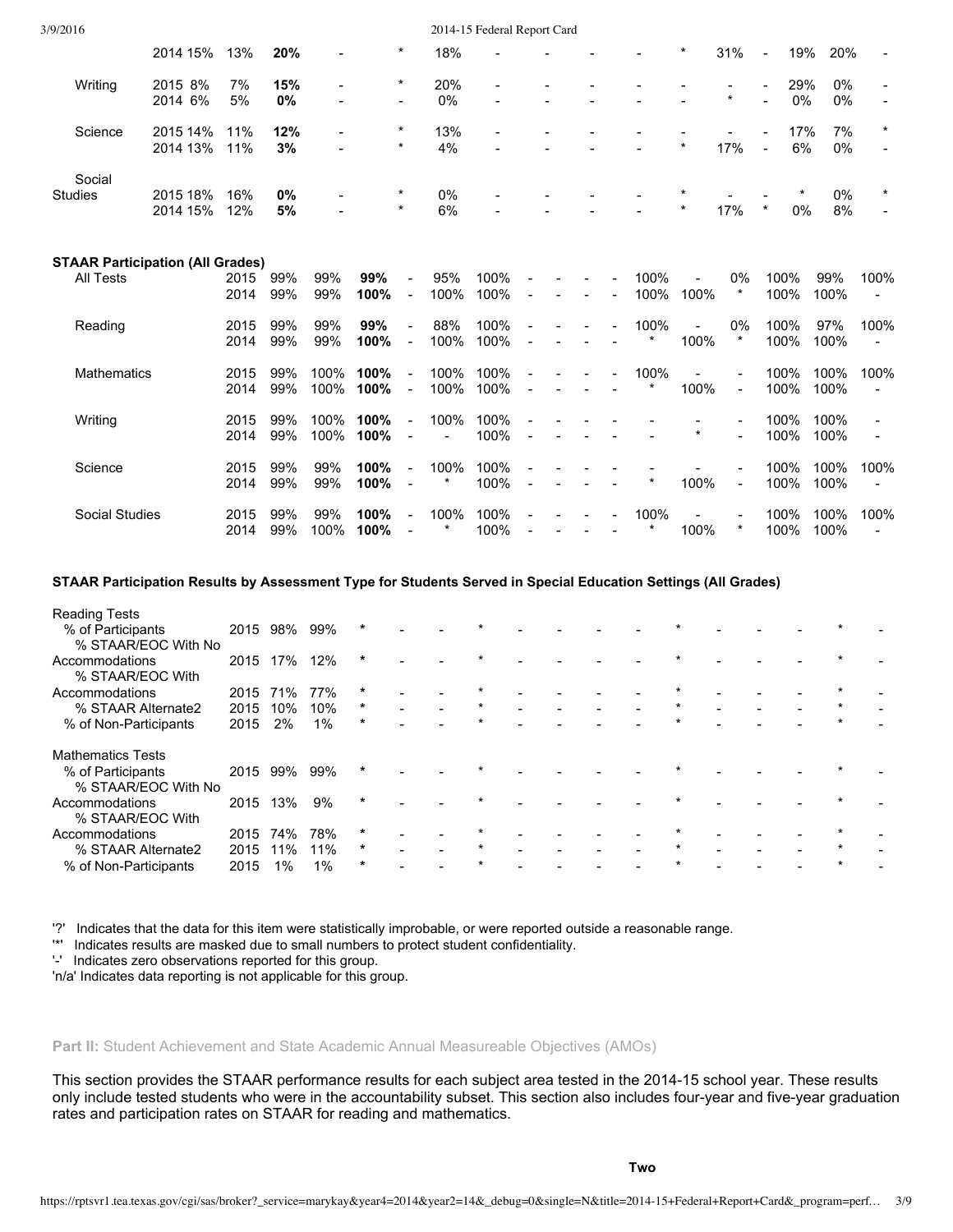| Subject | Year | | | | | | | | | | | | | | | | | |
|---|---|---|---|---|---|---|---|---|---|---|---|---|---|---|---|---|---|---|
| | 2014 | 15% | 13% | **20%** | - | * | 18% | - | - | - | - | - | * | 31% | - | 19% | 20% | - |
| Writing | 2015 | 8% | 7% | **15%** | - | * | 20% | - | - | - | - | - | - | - | - | 29% | 0% | - |
| | 2014 | 6% | 5% | **0%** | - | - | 0% | - | - | - | - | - | - | * | - | 0% | 0% | - |
| Science | 2015 | 14% | 11% | **12%** | - | * | 13% | - | - | - | - | - | - | - | - | 17% | 7% | * |
| | 2014 | 13% | 11% | **3%** | - | * | 4% | - | - | - | - | - | * | 17% | - | 6% | 0% | - |
| Social Studies | 2015 | 18% | 16% | **0%** | - | * | 0% | - | - | - | - | - | * | - | - | * | 0% | * |
| | 2014 | 15% | 12% | **5%** | - | * | 6% | - | - | - | - | - | * | 17% | * | 0% | 8% | - |

**STAAR Participation (All Grades)**

| Subject | Year | | | | | | | | | | | | | | | | | |
|---|---|---|---|---|---|---|---|---|---|---|---|---|---|---|---|---|---|---|
| All Tests | 2015 | 99% | 99% | **99%** | - | 95% | 100% | - | - | - | - | - | 100% | - | 0% | 100% | 99% | 100% |
| | 2014 | 99% | 99% | **100%** | - | 100% | 100% | - | - | - | - | - | 100% | 100% | * | 100% | 100% | - |
| Reading | 2015 | 99% | 99% | **99%** | - | 88% | 100% | - | - | - | - | - | 100% | - | 0% | 100% | 97% | 100% |
| | 2014 | 99% | 99% | **100%** | - | 100% | 100% | - | - | - | - | - | * | 100% | * | 100% | 100% | - |
| Mathematics | 2015 | 99% | 100% | **100%** | - | 100% | 100% | - | - | - | - | - | 100% | - | - | 100% | 100% | 100% |
| | 2014 | 99% | 100% | **100%** | - | 100% | 100% | - | - | - | - | - | * | 100% | - | 100% | 100% | - |
| Writing | 2015 | 99% | 100% | **100%** | - | 100% | 100% | - | - | - | - | - | - | - | - | 100% | 100% | - |
| | 2014 | 99% | 100% | **100%** | - | - | 100% | - | - | - | - | - | - | * | - | 100% | 100% | - |
| Science | 2015 | 99% | 99% | **100%** | - | 100% | 100% | - | - | - | - | - | - | - | - | 100% | 100% | 100% |
| | 2014 | 99% | 99% | **100%** | - | * | 100% | - | - | - | - | - | * | 100% | - | 100% | 100% | - |
| Social Studies | 2015 | 99% | 99% | **100%** | - | 100% | 100% | - | - | - | - | - | 100% | - | - | 100% | 100% | 100% |
| | 2014 | 99% | 100% | **100%** | - | * | 100% | - | - | - | - | - | * | 100% | * | 100% | 100% | - |

**STAAR Participation Results by Assessment Type for Students Served in Special Education Settings (All Grades)**

| | Year | | | | | | | | | | | | | | | | | |
|---|---|---|---|---|---|---|---|---|---|---|---|---|---|---|---|---|---|---|
| **Reading Tests** | | | | | | | | | | | | | | | | | | |
| % of Participants | 2015 | 98% | 99% | * | - | - | * | - | - | - | - | - | * | - | - | - | * | - |
| % STAAR/EOC With No Accommodations | 2015 | 17% | 12% | * | - | - | * | - | - | - | - | - | * | - | - | - | * | - |
| % STAAR/EOC With Accommodations | 2015 | 71% | 77% | * | - | - | * | - | - | - | - | - | * | - | - | - | * | - |
| % STAAR Alternate2 | 2015 | 10% | 10% | * | - | - | * | - | - | - | - | - | * | - | - | - | * | - |
| % of Non-Participants | 2015 | 2% | 1% | * | - | - | * | - | - | - | - | - | * | - | - | - | * | - |
| **Mathematics Tests** | | | | | | | | | | | | | | | | | | |
| % of Participants | 2015 | 99% | 99% | * | - | - | * | - | - | - | - | - | * | - | - | - | * | - |
| % STAAR/EOC With No Accommodations | 2015 | 13% | 9% | * | - | - | * | - | - | - | - | - | * | - | - | - | * | - |
| % STAAR/EOC With Accommodations | 2015 | 74% | 78% | * | - | - | * | - | - | - | - | - | * | - | - | - | * | - |
| % STAAR Alternate2 | 2015 | 11% | 11% | * | - | - | * | - | - | - | - | - | * | - | - | - | * | - |
| % of Non-Participants | 2015 | 1% | 1% | * | - | - | * | - | - | - | - | - | * | - | - | - | * | - |

'?' Indicates that the data for this item were statistically improbable, or were reported outside a reasonable range.
'*' Indicates results are masked due to small numbers to protect student confidentiality.
'-' Indicates zero observations reported for this group.
'n/a' Indicates data reporting is not applicable for this group.

**Part II:** Student Achievement and State Academic Annual Measureable Objectives (AMOs)

This section provides the STAAR performance results for each subject area tested in the 2014-15 school year. These results only include tested students who were in the accountability subset. This section also includes four-year and five-year graduation rates and participation rates on STAAR for reading and mathematics.

**Two**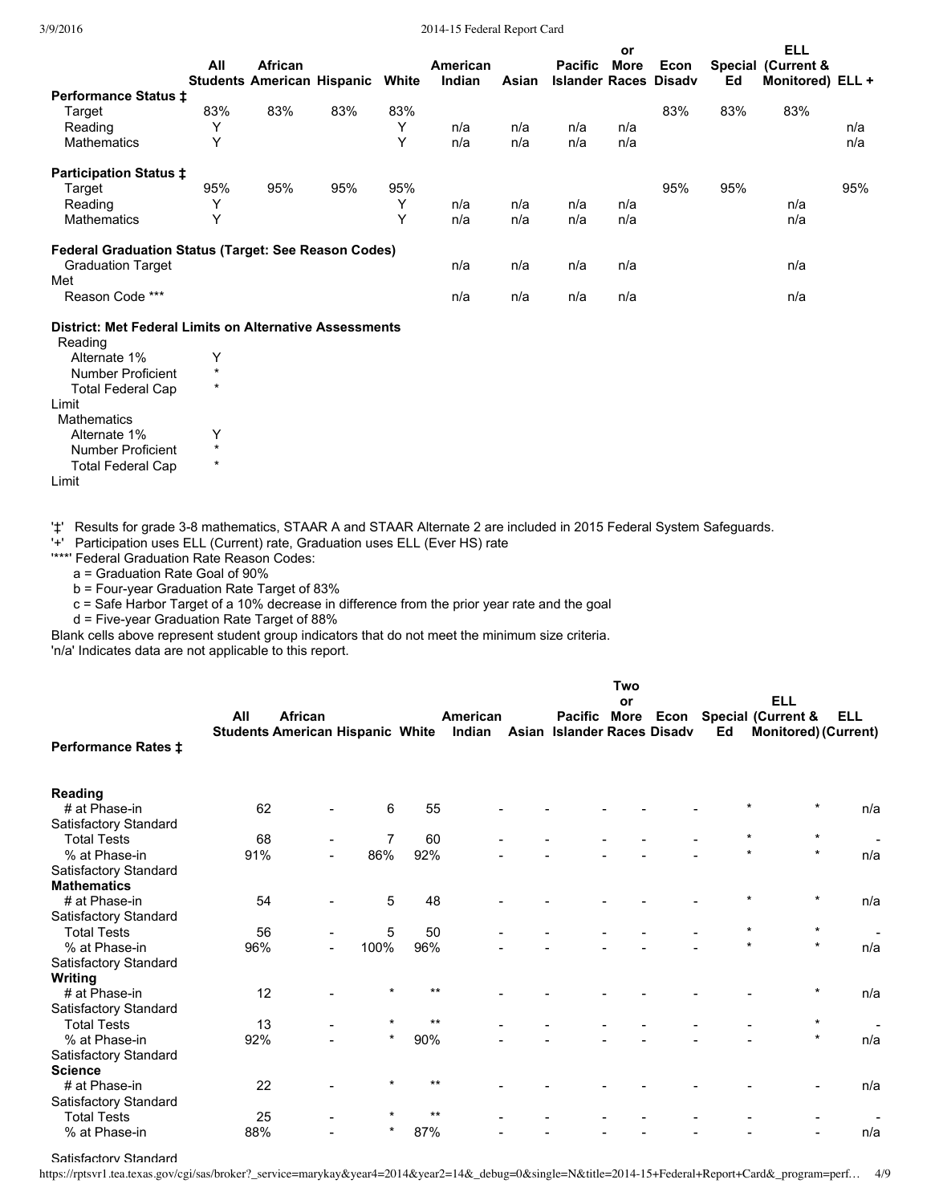| | All Students | African American | Hispanic | White | American Indian | Asian | Pacific Islander | Two or More Races | Econ Disadv | Special Ed | ELL (Current & Monitored) | ELL + |
|---|---|---|---|---|---|---|---|---|---|---|---|---|
| **Performance Status ‡** | | | | | | | | | | | | |
| Target | 83% | 83% | 83% | 83% | | | | | 83% | 83% | 83% | |
| Reading | Y | | | Y | n/a | n/a | n/a | n/a | | | | n/a |
| Mathematics | Y | | | Y | n/a | n/a | n/a | n/a | | | | n/a |
| **Participation Status ‡** | | | | | | | | | | | | |
| Target | 95% | 95% | 95% | 95% | | | | | 95% | 95% | | 95% |
| Reading | Y | | | Y | n/a | n/a | n/a | n/a | | | n/a | |
| Mathematics | Y | | | Y | n/a | n/a | n/a | n/a | | | n/a | |
| **Federal Graduation Status (Target: See Reason Codes)** | | | | | | | | | | | | |
| Graduation Target Met | | | | | n/a | n/a | n/a | n/a | | | n/a | |
| Reason Code *** | | | | | n/a | n/a | n/a | n/a | | | n/a | |

**District: Met Federal Limits on Alternative Assessments**

| | |
|---|---|
| Reading | |
| Alternate 1% | Y |
| Number Proficient | * |
| Total Federal Cap Limit | * |
| Mathematics | |
| Alternate 1% | Y |
| Number Proficient | * |
| Total Federal Cap Limit | * |

'‡' Results for grade 3-8 mathematics, STAAR A and STAAR Alternate 2 are included in 2015 Federal System Safeguards.
'+' Participation uses ELL (Current) rate, Graduation uses ELL (Ever HS) rate
'***' Federal Graduation Rate Reason Codes:
- a = Graduation Rate Goal of 90%
- b = Four-year Graduation Rate Target of 83%
- c = Safe Harbor Target of a 10% decrease in difference from the prior year rate and the goal
- d = Five-year Graduation Rate Target of 88%

Blank cells above represent student group indicators that do not meet the minimum size criteria.
'n/a' Indicates data are not applicable to this report.

| Performance Rates ‡ | All Students | African American | Hispanic | White | American Indian | Asian | Pacific Islander | Two or More Races | Econ Disadv | Special Ed | ELL (Current & Monitored) | ELL (Current) |
|---|---|---|---|---|---|---|---|---|---|---|---|---|
| **Reading** | | | | | | | | | | | | |
| # at Phase-in Satisfactory Standard | 62 | - | 6 | 55 | - | - | - | - | - | * | * | n/a |
| Total Tests | 68 | - | 7 | 60 | - | - | - | - | - | * | * | - |
| % at Phase-in Satisfactory Standard | 91% | - | 86% | 92% | - | - | - | - | - | * | * | n/a |
| **Mathematics** | | | | | | | | | | | | |
| # at Phase-in Satisfactory Standard | 54 | - | 5 | 48 | - | - | - | - | - | * | * | n/a |
| Total Tests | 56 | - | 5 | 50 | - | - | - | - | - | * | * | - |
| % at Phase-in Satisfactory Standard | 96% | - | 100% | 96% | - | - | - | - | - | * | * | n/a |
| **Writing** | | | | | | | | | | | | |
| # at Phase-in Satisfactory Standard | 12 | - | * | ** | - | - | - | - | - | - | * | n/a |
| Total Tests | 13 | - | * | ** | - | - | - | - | - | - | * | - |
| % at Phase-in Satisfactory Standard | 92% | - | * | 90% | - | - | - | - | - | - | * | n/a |
| **Science** | | | | | | | | | | | | |
| # at Phase-in Satisfactory Standard | 22 | - | * | ** | - | - | - | - | - | - | - | n/a |
| Total Tests | 25 | - | * | ** | - | - | - | - | - | - | - | - |
| % at Phase-in Satisfactory Standard | 88% | - | * | 87% | - | - | - | - | - | - | - | n/a |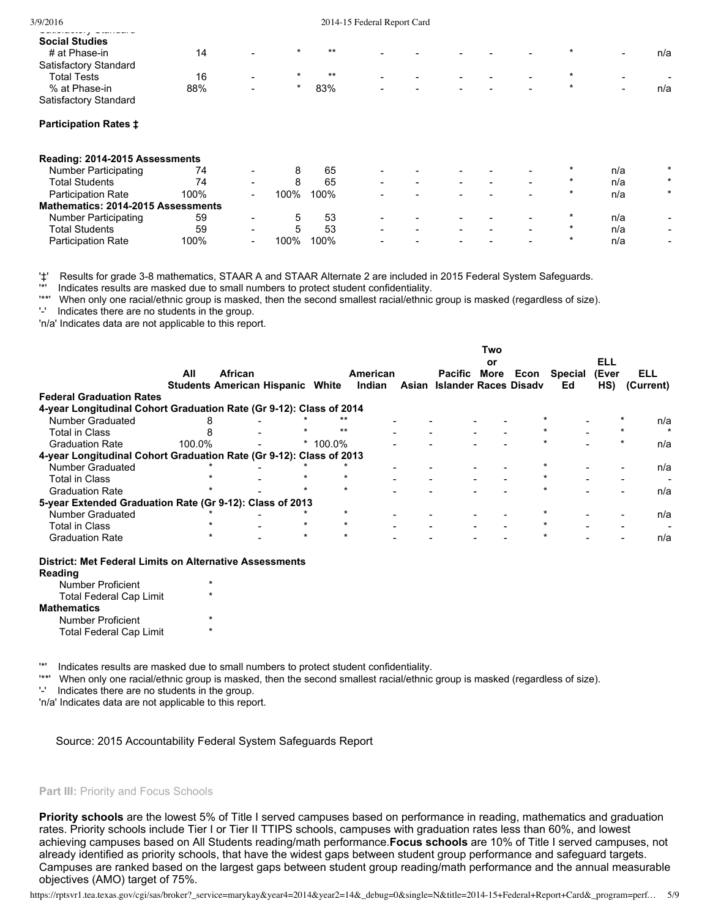| | | | | | | | | | | | | | |
|---|---|---|---|---|---|---|---|---|---|---|---|---|---|
| **Social Studies** | | | | | | | | | | | | | |
| # at Phase-in Satisfactory Standard | 14 | - | * | ** | - | - | - | - | - | * | - | n/a |
| Total Tests | 16 | - | * | ** | - | - | - | - | - | * | - | - |
| % at Phase-in Satisfactory Standard | 88% | - | * | 83% | - | - | - | - | - | * | - | n/a |
| **Participation Rates ‡** | | | | | | | | | | | | |
| **Reading: 2014-2015 Assessments** | | | | | | | | | | | | |
| Number Participating | 74 | - | 8 | 65 | - | - | - | - | - | * | n/a | * |
| Total Students | 74 | - | 8 | 65 | - | - | - | - | - | * | n/a | * |
| Participation Rate | 100% | - | 100% | 100% | - | - | - | - | - | * | n/a | * |
| **Mathematics: 2014-2015 Assessments** | | | | | | | | | | | | |
| Number Participating | 59 | - | 5 | 53 | - | - | - | - | - | * | n/a | - |
| Total Students | 59 | - | 5 | 53 | - | - | - | - | - | * | n/a | - |
| Participation Rate | 100% | - | 100% | 100% | - | - | - | - | - | * | n/a | - |

'‡' Results for grade 3-8 mathematics, STAAR A and STAAR Alternate 2 are included in 2015 Federal System Safeguards.
'*' Indicates results are masked due to small numbers to protect student confidentiality.
'**' When only one racial/ethnic group is masked, then the second smallest racial/ethnic group is masked (regardless of size).
'-' Indicates there are no students in the group.
'n/a' Indicates data are not applicable to this report.

| | All Students | African American | Hispanic | White | American Indian | Asian | Pacific Islander | Two or More Races | Econ Disadv | Special Ed | ELL (Ever HS) | ELL (Current) |
|---|---|---|---|---|---|---|---|---|---|---|---|---|
| **Federal Graduation Rates** | | | | | | | | | | | | |
| **4-year Longitudinal Cohort Graduation Rate (Gr 9-12): Class of 2014** | | | | | | | | | | | | |
| Number Graduated | 8 | - | * | ** | - | - | - | - | * | - | * | n/a |
| Total in Class | 8 | - | * | ** | - | - | - | - | * | - | * | * |
| Graduation Rate | 100.0% | - | * | 100.0% | - | - | - | - | * | - | * | n/a |
| **4-year Longitudinal Cohort Graduation Rate (Gr 9-12): Class of 2013** | | | | | | | | | | | | |
| Number Graduated | * | - | * | * | - | - | - | - | * | - | - | n/a |
| Total in Class | * | - | * | * | - | - | - | - | * | - | - | - |
| Graduation Rate | * | - | * | * | - | - | - | - | * | - | - | n/a |
| **5-year Extended Graduation Rate (Gr 9-12): Class of 2013** | | | | | | | | | | | | |
| Number Graduated | * | - | * | * | - | - | - | - | * | - | - | n/a |
| Total in Class | * | - | * | * | - | - | - | - | * | - | - | - |
| Graduation Rate | * | - | * | * | - | - | - | - | * | - | - | n/a |

**District: Met Federal Limits on Alternative Assessments**

| | |
|---|---|
| **Reading** | |
| Number Proficient | * |
| Total Federal Cap Limit | * |
| **Mathematics** | |
| Number Proficient | * |
| Total Federal Cap Limit | * |

'*' Indicates results are masked due to small numbers to protect student confidentiality.
'**' When only one racial/ethnic group is masked, then the second smallest racial/ethnic group is masked (regardless of size).
'-' Indicates there are no students in the group.
'n/a' Indicates data are not applicable to this report.

Source: 2015 Accountability Federal System Safeguards Report

## Part III: Priority and Focus Schools

**Priority schools** are the lowest 5% of Title I served campuses based on performance in reading, mathematics and graduation rates. Priority schools include Tier I or Tier II TTIPS schools, campuses with graduation rates less than 60%, and lowest achieving campuses based on All Students reading/math performance. **Focus schools** are 10% of Title I served campuses, not already identified as priority schools, that have the widest gaps between student group performance and safeguard targets. Campuses are ranked based on the largest gaps between student group reading/math performance and the annual measurable objectives (AMO) target of 75%.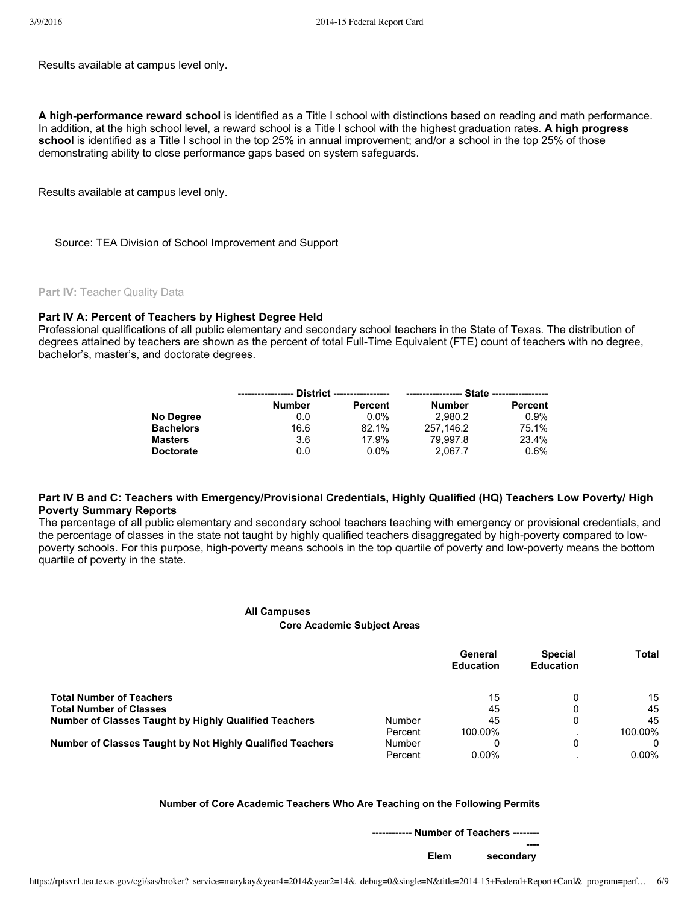Results available at campus level only.

**A high-performance reward school** is identified as a Title I school with distinctions based on reading and math performance. In addition, at the high school level, a reward school is a Title I school with the highest graduation rates. **A high progress school** is identified as a Title I school in the top 25% in annual improvement; and/or a school in the top 25% of those demonstrating ability to close performance gaps based on system safeguards.

Results available at campus level only.

Source: TEA Division of School Improvement and Support

**Part IV:** Teacher Quality Data

### Part IV A: Percent of Teachers by Highest Degree Held

Professional qualifications of all public elementary and secondary school teachers in the State of Texas. The distribution of degrees attained by teachers are shown as the percent of total Full-Time Equivalent (FTE) count of teachers with no degree, bachelor's, master's, and doctorate degrees.

| | District | | State | |
|---|---|---|---|---|
| | **Number** | **Percent** | **Number** | **Percent** |
| **No Degree** | 0.0 | 0.0% | 2,980.2 | 0.9% |
| **Bachelors** | 16.6 | 82.1% | 257,146.2 | 75.1% |
| **Masters** | 3.6 | 17.9% | 79,997.8 | 23.4% |
| **Doctorate** | 0.0 | 0.0% | 2,067.7 | 0.6% |

### Part IV B and C: Teachers with Emergency/Provisional Credentials, Highly Qualified (HQ) Teachers Low Poverty/ High Poverty Summary Reports

The percentage of all public elementary and secondary school teachers teaching with emergency or provisional credentials, and the percentage of classes in the state not taught by highly qualified teachers disaggregated by high-poverty compared to low-poverty schools. For this purpose, high-poverty means schools in the top quartile of poverty and low-poverty means the bottom quartile of poverty in the state.

**All Campuses**
**Core Academic Subject Areas**

| | | General Education | Special Education | Total |
|---|---|---|---|---|
| **Total Number of Teachers** | | 15 | 0 | 15 |
| **Total Number of Classes** | | 45 | 0 | 45 |
| **Number of Classes Taught by Highly Qualified Teachers** | Number | 45 | 0 | 45 |
| | Percent | 100.00% | . | 100.00% |
| **Number of Classes Taught by Not Highly Qualified Teachers** | Number | 0 | 0 | 0 |
| | Percent | 0.00% | . | 0.00% |

**Number of Core Academic Teachers Who Are Teaching on the Following Permits**

| | Number of Teachers | |
|---|---|---|
| | **Elem** | **secondary** |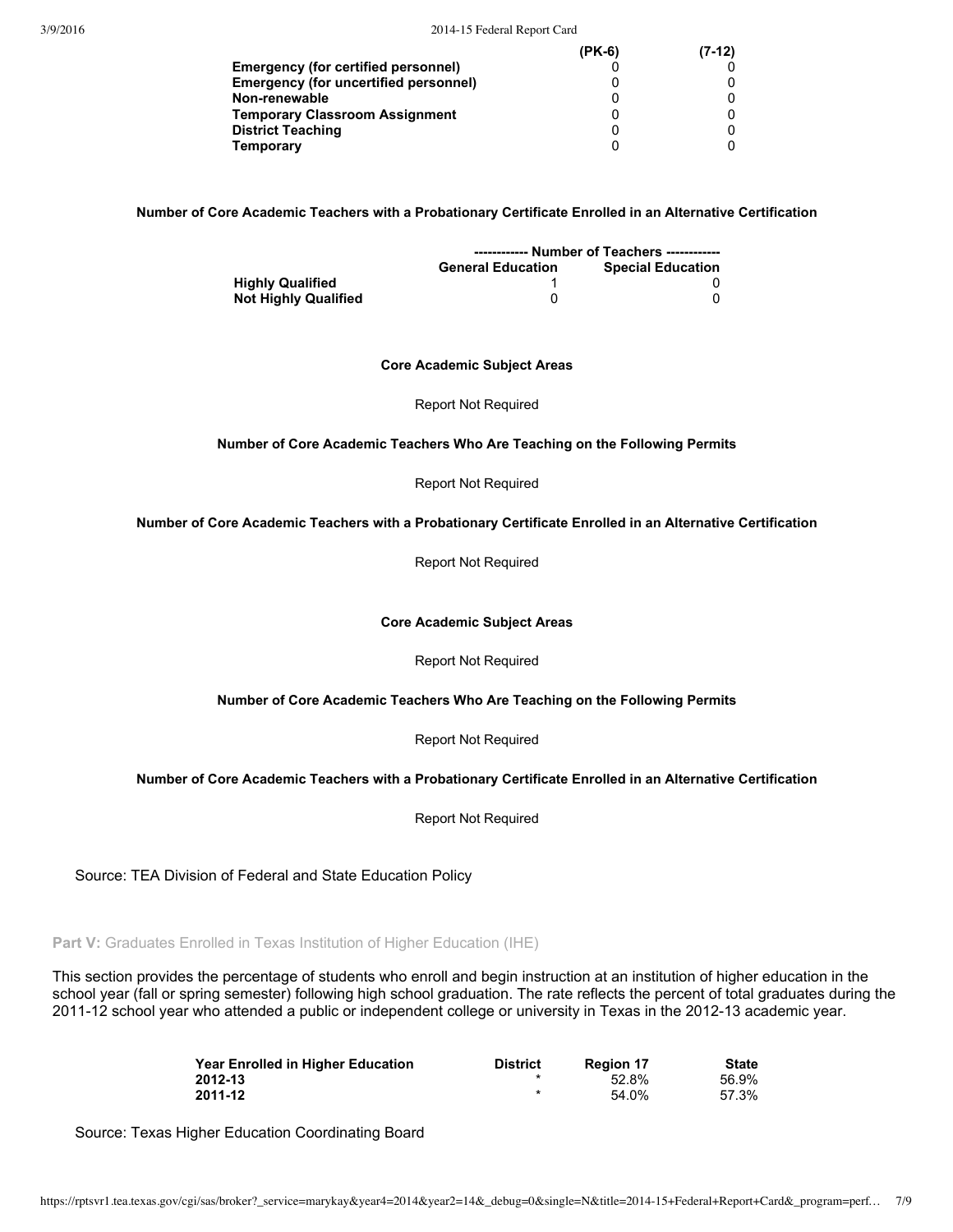| | (PK-6) | (7-12) |
|---|---|---|
| **Emergency (for certified personnel)** | 0 | 0 |
| **Emergency (for uncertified personnel)** | 0 | 0 |
| **Non-renewable** | 0 | 0 |
| **Temporary Classroom Assignment** | 0 | 0 |
| **District Teaching** | 0 | 0 |
| **Temporary** | 0 | 0 |

**Number of Core Academic Teachers with a Probationary Certificate Enrolled in an Alternative Certification**

| | ------------ Number of Teachers ------------ | |
|---|---|---|
| | **General Education** | **Special Education** |
| **Highly Qualified** | 1 | 0 |
| **Not Highly Qualified** | 0 | 0 |

**Core Academic Subject Areas**

Report Not Required

**Number of Core Academic Teachers Who Are Teaching on the Following Permits**

Report Not Required

**Number of Core Academic Teachers with a Probationary Certificate Enrolled in an Alternative Certification**

Report Not Required

**Core Academic Subject Areas**

Report Not Required

**Number of Core Academic Teachers Who Are Teaching on the Following Permits**

Report Not Required

**Number of Core Academic Teachers with a Probationary Certificate Enrolled in an Alternative Certification**

Report Not Required

Source: TEA Division of Federal and State Education Policy

## Part V: Graduates Enrolled in Texas Institution of Higher Education (IHE)

This section provides the percentage of students who enroll and begin instruction at an institution of higher education in the school year (fall or spring semester) following high school graduation. The rate reflects the percent of total graduates during the 2011-12 school year who attended a public or independent college or university in Texas in the 2012-13 academic year.

| Year Enrolled in Higher Education | District | Region 17 | State |
|---|---|---|---|
| 2012-13 | * | 52.8% | 56.9% |
| 2011-12 | * | 54.0% | 57.3% |

Source: Texas Higher Education Coordinating Board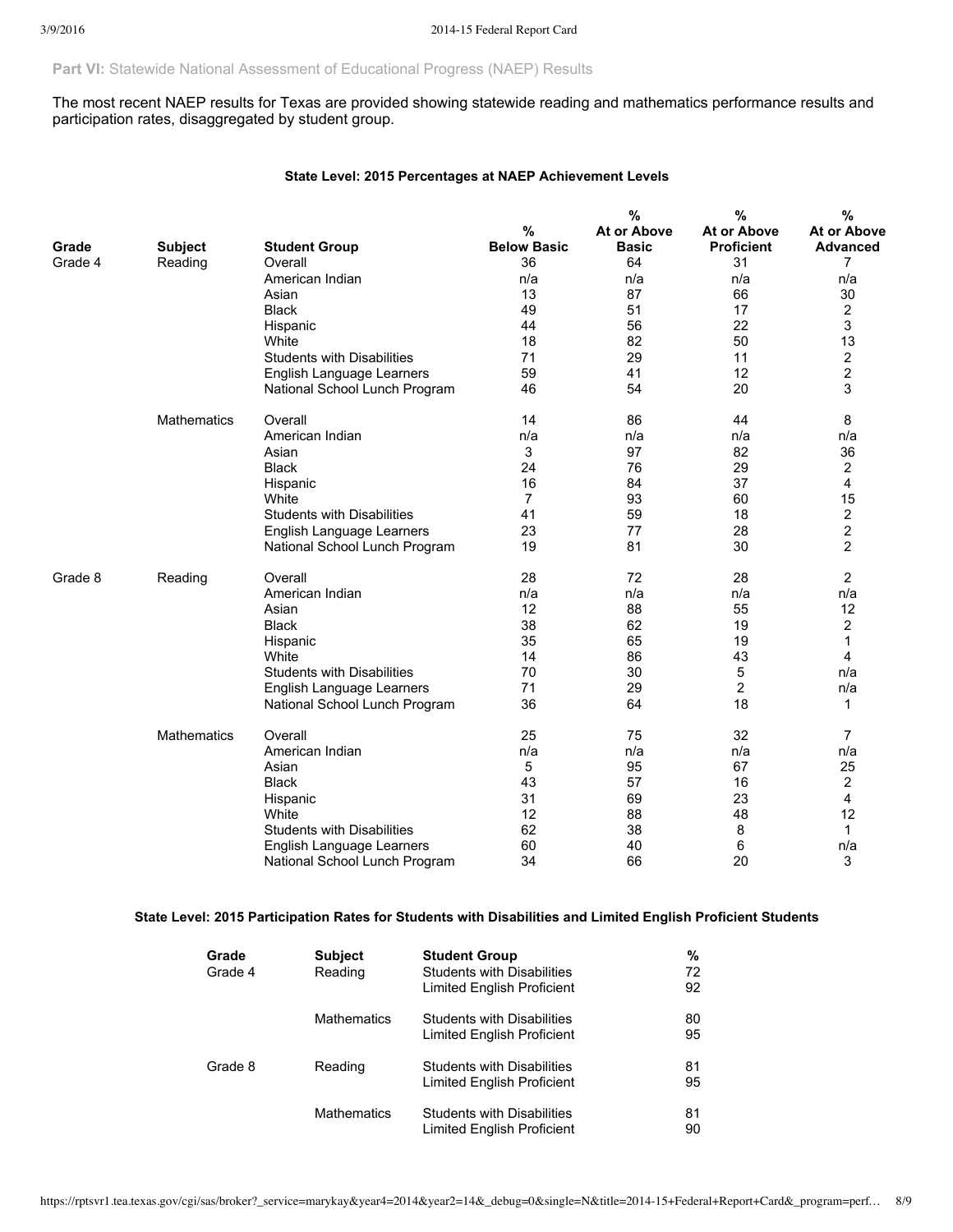**Part VI:** Statewide National Assessment of Educational Progress (NAEP) Results

The most recent NAEP results for Texas are provided showing statewide reading and mathematics performance results and participation rates, disaggregated by student group.

### State Level: 2015 Percentages at NAEP Achievement Levels

| Grade | Subject | Student Group | % Below Basic | % At or Above Basic | % At or Above Proficient | % At or Above Advanced |
|---|---|---|---|---|---|---|
| Grade 4 | Reading | Overall | 36 | 64 | 31 | 7 |
| | | American Indian | n/a | n/a | n/a | n/a |
| | | Asian | 13 | 87 | 66 | 30 |
| | | Black | 49 | 51 | 17 | 2 |
| | | Hispanic | 44 | 56 | 22 | 3 |
| | | White | 18 | 82 | 50 | 13 |
| | | Students with Disabilities | 71 | 29 | 11 | 2 |
| | | English Language Learners | 59 | 41 | 12 | 2 |
| | | National School Lunch Program | 46 | 54 | 20 | 3 |
| | Mathematics | Overall | 14 | 86 | 44 | 8 |
| | | American Indian | n/a | n/a | n/a | n/a |
| | | Asian | 3 | 97 | 82 | 36 |
| | | Black | 24 | 76 | 29 | 2 |
| | | Hispanic | 16 | 84 | 37 | 4 |
| | | White | 7 | 93 | 60 | 15 |
| | | Students with Disabilities | 41 | 59 | 18 | 2 |
| | | English Language Learners | 23 | 77 | 28 | 2 |
| | | National School Lunch Program | 19 | 81 | 30 | 2 |
| Grade 8 | Reading | Overall | 28 | 72 | 28 | 2 |
| | | American Indian | n/a | n/a | n/a | n/a |
| | | Asian | 12 | 88 | 55 | 12 |
| | | Black | 38 | 62 | 19 | 2 |
| | | Hispanic | 35 | 65 | 19 | 1 |
| | | White | 14 | 86 | 43 | 4 |
| | | Students with Disabilities | 70 | 30 | 5 | n/a |
| | | English Language Learners | 71 | 29 | 2 | n/a |
| | | National School Lunch Program | 36 | 64 | 18 | 1 |
| | Mathematics | Overall | 25 | 75 | 32 | 7 |
| | | American Indian | n/a | n/a | n/a | n/a |
| | | Asian | 5 | 95 | 67 | 25 |
| | | Black | 43 | 57 | 16 | 2 |
| | | Hispanic | 31 | 69 | 23 | 4 |
| | | White | 12 | 88 | 48 | 12 |
| | | Students with Disabilities | 62 | 38 | 8 | 1 |
| | | English Language Learners | 60 | 40 | 6 | n/a |
| | | National School Lunch Program | 34 | 66 | 20 | 3 |

### State Level: 2015 Participation Rates for Students with Disabilities and Limited English Proficient Students

| Grade | Subject | Student Group | % |
|---|---|---|---|
| Grade 4 | Reading | Students with Disabilities | 72 |
| | | Limited English Proficient | 92 |
| | Mathematics | Students with Disabilities | 80 |
| | | Limited English Proficient | 95 |
| Grade 8 | Reading | Students with Disabilities | 81 |
| | | Limited English Proficient | 95 |
| | Mathematics | Students with Disabilities | 81 |
| | | Limited English Proficient | 90 |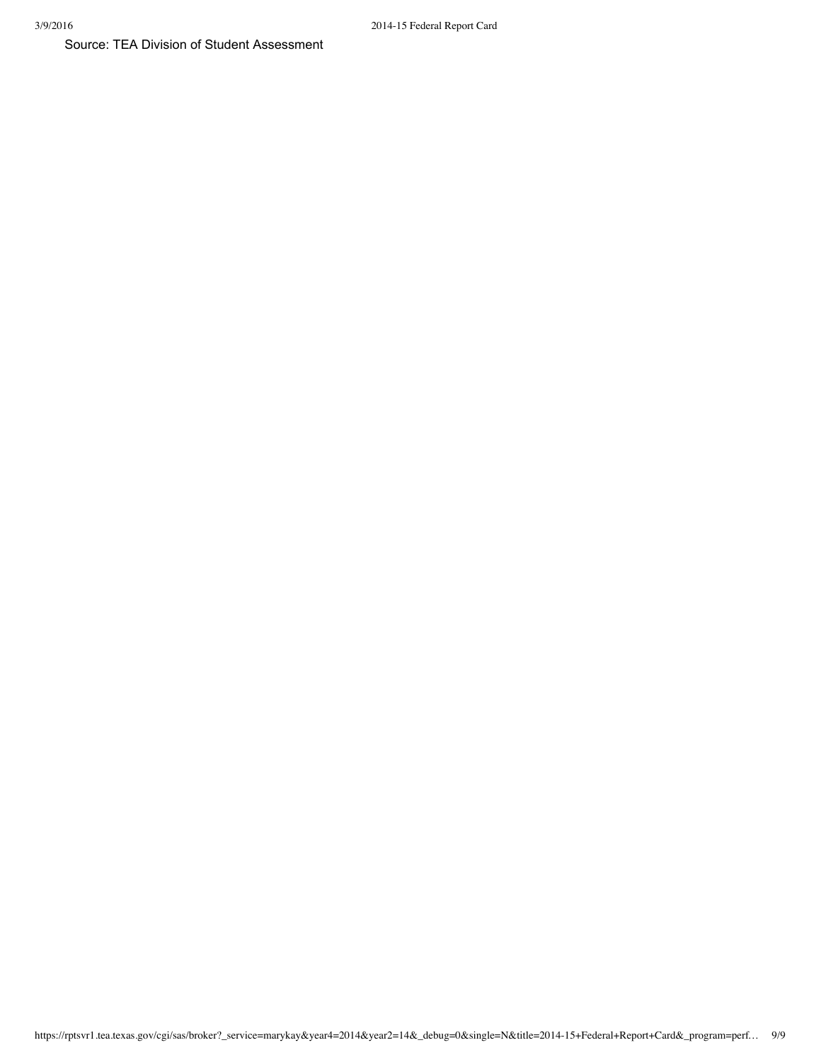Source: TEA Division of Student Assessment